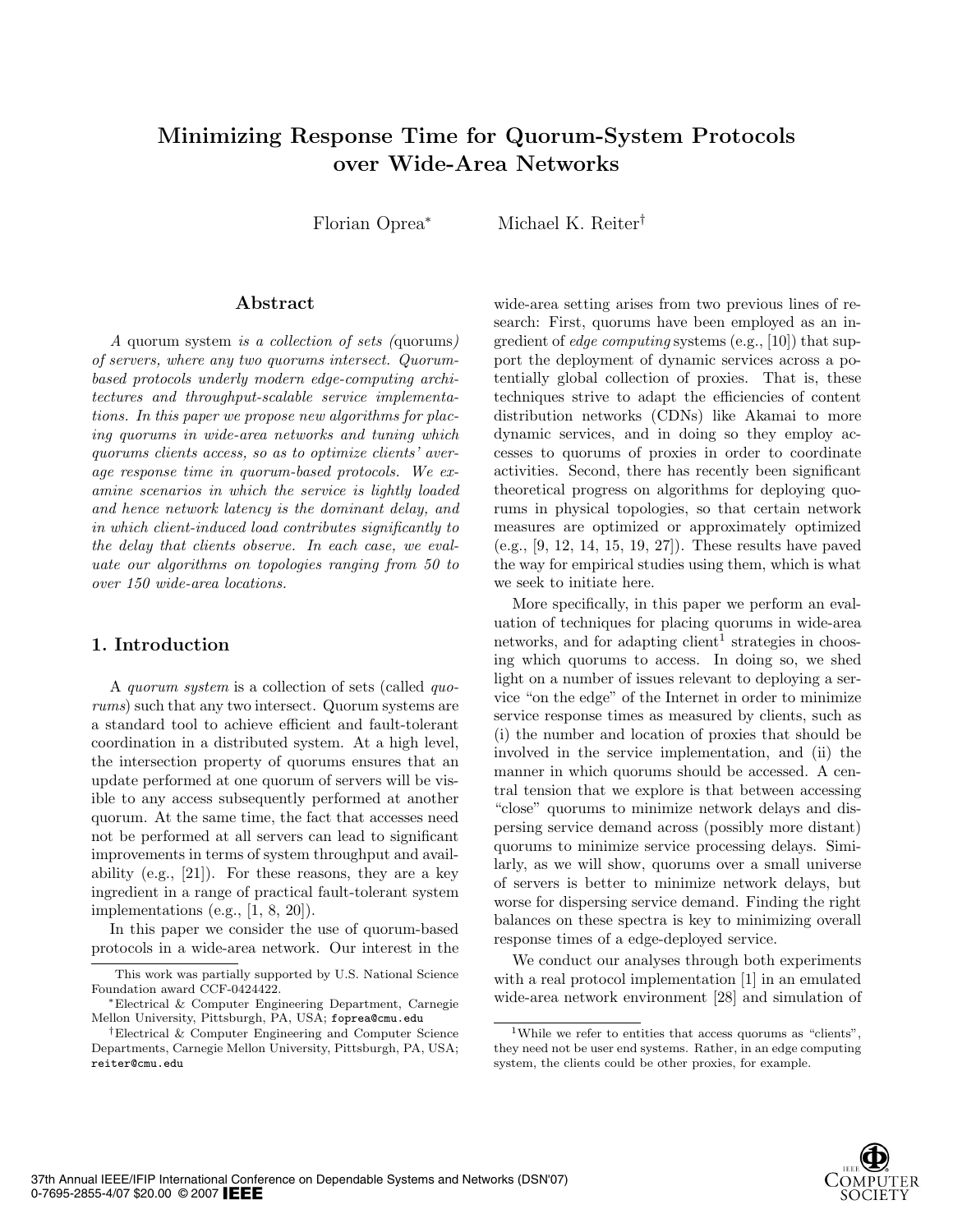# Minimizing Response Time for Quorum-System Protocols over Wide-Area Networks

Florian Oprea[*] Michael K. Reiter[†]

## Abstract

*A quorum system is a collection of sets (quorums) of servers, where any two quorums intersect. Quorum-based protocols underly modern edge-computing architectures and throughput-scalable service implementations. In this paper we propose new algorithms for placing quorums in wide-area networks and tuning which quorums clients access, so as to optimize clients' average response time in quorum-based protocols. We examine scenarios in which the service is lightly loaded and hence network latency is the dominant delay, and in which client-induced load contributes significantly to the delay that clients observe. In each case, we evaluate our algorithms on topologies ranging from 50 to over 150 wide-area locations.*

## 1. Introduction

A *quorum system* is a collection of sets (called *quorums*) such that any two intersect. Quorum systems are a standard tool to achieve efficient and fault-tolerant coordination in a distributed system. At a high level, the intersection property of quorums ensures that an update performed at one quorum of servers will be visible to any access subsequently performed at another quorum. At the same time, the fact that accesses need not be performed at all servers can lead to significant improvements in terms of system throughput and availability (e.g., [21]). For these reasons, they are a key ingredient in a range of practical fault-tolerant system implementations (e.g., [1, 8, 20]).

In this paper we consider the use of quorum-based protocols in a wide-area network. Our interest in the wide-area setting arises from two previous lines of research: First, quorums have been employed as an ingredient of *edge computing* systems (e.g., [10]) that support the deployment of dynamic services across a potentially global collection of proxies. That is, these techniques strive to adapt the efficiencies of content distribution networks (CDNs) like Akamai to more dynamic services, and in doing so they employ accesses to quorums of proxies in order to coordinate activities. Second, there has recently been significant theoretical progress on algorithms for deploying quorums in physical topologies, so that certain network measures are optimized or approximately optimized (e.g., [9, 12, 14, 15, 19, 27]). These results have paved the way for empirical studies using them, which is what we seek to initiate here.

More specifically, in this paper we perform an evaluation of techniques for placing quorums in wide-area networks, and for adapting client[1] strategies in choosing which quorums to access. In doing so, we shed light on a number of issues relevant to deploying a service "on the edge" of the Internet in order to minimize service response times as measured by clients, such as (i) the number and location of proxies that should be involved in the service implementation, and (ii) the manner in which quorums should be accessed. A central tension that we explore is that between accessing "close" quorums to minimize network delays and dispersing service demand across (possibly more distant) quorums to minimize service processing delays. Similarly, as we will show, quorums over a small universe of servers is better to minimize network delays, but worse for dispersing service demand. Finding the right balances on these spectra is key to minimizing overall response times of a edge-deployed service.

We conduct our analyses through both experiments with a real protocol implementation [1] in an emulated wide-area network environment [28] and simulation of

This work was partially supported by U.S. National Science Foundation award CCF-0424422.

[*]Electrical & Computer Engineering Department, Carnegie Mellon University, Pittsburgh, PA, USA; foprea@cmu.edu

[†]Electrical & Computer Engineering and Computer Science Departments, Carnegie Mellon University, Pittsburgh, PA, USA; reiter@cmu.edu

[1]While we refer to entities that access quorums as "clients", they need not be user end systems. Rather, in an edge computing system, the clients could be other proxies, for example.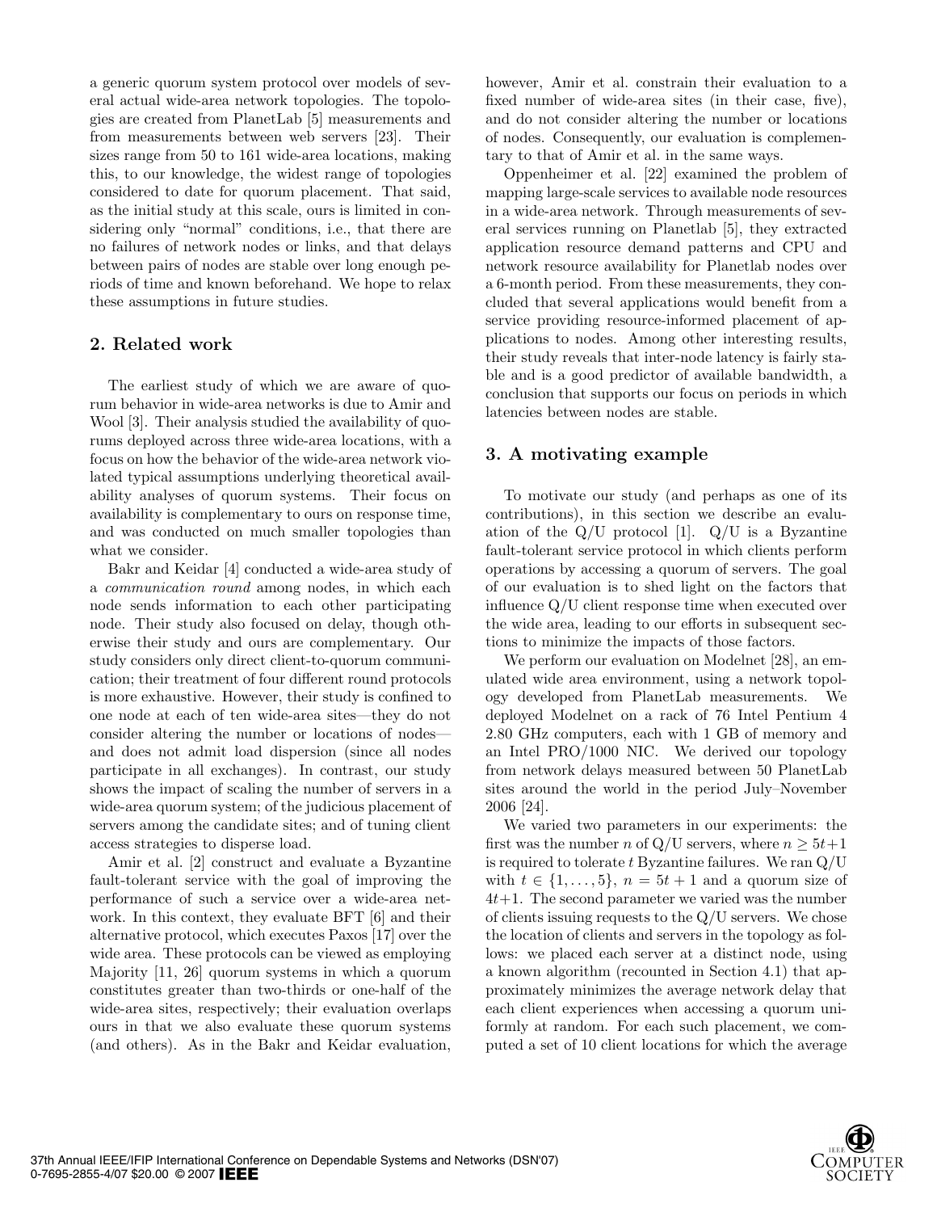a generic quorum system protocol over models of several actual wide-area network topologies. The topologies are created from PlanetLab [5] measurements and from measurements between web servers [23]. Their sizes range from 50 to 161 wide-area locations, making this, to our knowledge, the widest range of topologies considered to date for quorum placement. That said, as the initial study at this scale, ours is limited in considering only "normal" conditions, i.e., that there are no failures of network nodes or links, and that delays between pairs of nodes are stable over long enough periods of time and known beforehand. We hope to relax these assumptions in future studies.

## 2. Related work

The earliest study of which we are aware of quorum behavior in wide-area networks is due to Amir and Wool [3]. Their analysis studied the availability of quorums deployed across three wide-area locations, with a focus on how the behavior of the wide-area network violated typical assumptions underlying theoretical availability analyses of quorum systems. Their focus on availability is complementary to ours on response time, and was conducted on much smaller topologies than what we consider.

Bakr and Keidar [4] conducted a wide-area study of a *communication round* among nodes, in which each node sends information to each other participating node. Their study also focused on delay, though otherwise their study and ours are complementary. Our study considers only direct client-to-quorum communication; their treatment of four different round protocols is more exhaustive. However, their study is confined to one node at each of ten wide-area sites—they do not consider altering the number or locations of nodes—and does not admit load dispersion (since all nodes participate in all exchanges). In contrast, our study shows the impact of scaling the number of servers in a wide-area quorum system; of the judicious placement of servers among the candidate sites; and of tuning client access strategies to disperse load.

Amir et al. [2] construct and evaluate a Byzantine fault-tolerant service with the goal of improving the performance of such a service over a wide-area network. In this context, they evaluate BFT [6] and their alternative protocol, which executes Paxos [17] over the wide area. These protocols can be viewed as employing Majority [11, 26] quorum systems in which a quorum constitutes greater than two-thirds or one-half of the wide-area sites, respectively; their evaluation overlaps ours in that we also evaluate these quorum systems (and others). As in the Bakr and Keidar evaluation, however, Amir et al. constrain their evaluation to a fixed number of wide-area sites (in their case, five), and do not consider altering the number or locations of nodes. Consequently, our evaluation is complementary to that of Amir et al. in the same ways.

Oppenheimer et al. [22] examined the problem of mapping large-scale services to available node resources in a wide-area network. Through measurements of several services running on Planetlab [5], they extracted application resource demand patterns and CPU and network resource availability for Planetlab nodes over a 6-month period. From these measurements, they concluded that several applications would benefit from a service providing resource-informed placement of applications to nodes. Among other interesting results, their study reveals that inter-node latency is fairly stable and is a good predictor of available bandwidth, a conclusion that supports our focus on periods in which latencies between nodes are stable.

## 3. A motivating example

To motivate our study (and perhaps as one of its contributions), in this section we describe an evaluation of the Q/U protocol [1]. Q/U is a Byzantine fault-tolerant service protocol in which clients perform operations by accessing a quorum of servers. The goal of our evaluation is to shed light on the factors that influence Q/U client response time when executed over the wide area, leading to our efforts in subsequent sections to minimize the impacts of those factors.

We perform our evaluation on Modelnet [28], an emulated wide area environment, using a network topology developed from PlanetLab measurements. We deployed Modelnet on a rack of 76 Intel Pentium 4 2.80 GHz computers, each with 1 GB of memory and an Intel PRO/1000 NIC. We derived our topology from network delays measured between 50 PlanetLab sites around the world in the period July–November 2006 [24].

We varied two parameters in our experiments: the first was the number $n$ of Q/U servers, where $n \geq 5t+1$ is required to tolerate $t$ Byzantine failures. We ran Q/U with $t \in \{1, \ldots, 5\}$, $n = 5t + 1$ and a quorum size of $4t+1$. The second parameter we varied was the number of clients issuing requests to the Q/U servers. We chose the location of clients and servers in the topology as follows: we placed each server at a distinct node, using a known algorithm (recounted in Section 4.1) that approximately minimizes the average network delay that each client experiences when accessing a quorum uniformly at random. For each such placement, we computed a set of 10 client locations for which the average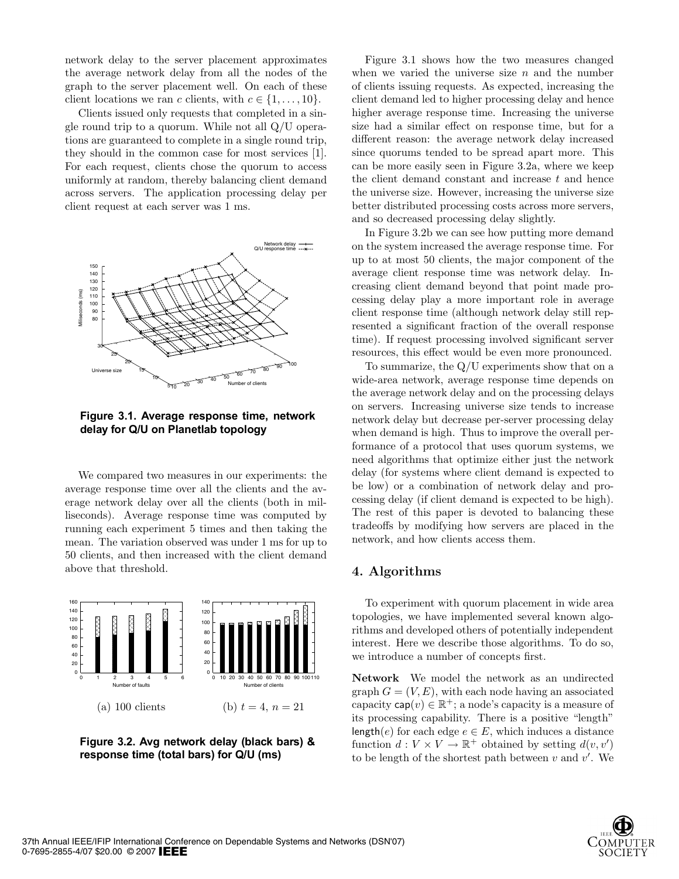network delay to the server placement approximates the average network delay from all the nodes of the graph to the server placement well. On each of these client locations we ran $c$ clients, with $c \in \{1, \ldots, 10\}$.

Clients issued only requests that completed in a single round trip to a quorum. While not all Q/U operations are guaranteed to complete in a single round trip, they should in the common case for most services [1]. For each request, clients chose the quorum to access uniformly at random, thereby balancing client demand across servers. The application processing delay per client request at each server was 1 ms.

Network delay
Q/U response time
Milliseconds (ms)
150
140
130
120
110
100
90
80
30
25
20
15
10
5
Universe size
10 20 30 40 50 60 70 80 90 100
Number of clients

**Figure 3.1. Average response time, network delay for Q/U on Planetlab topology**

We compared two measures in our experiments: the average response time over all the clients and the average network delay over all the clients (both in milliseconds). Average response time was computed by running each experiment 5 times and then taking the mean. The variation observed was under 1 ms for up to 50 clients, and then increased with the client demand above that threshold.

160
140
120
100
80
60
40
20
0
0 1 2 3 4 5 6
Number of faults

(a) 100 clients

140
120
100
80
60
40
20
0
0 10 20 30 40 50 60 70 80 90 100 110
Number of clients

(b) $t = 4$, $n = 21$

**Figure 3.2. Avg network delay (black bars) & response time (total bars) for Q/U (ms)**

Figure 3.1 shows how the two measures changed when we varied the universe size $n$ and the number of clients issuing requests. As expected, increasing the client demand led to higher processing delay and hence higher average response time. Increasing the universe size had a similar effect on response time, but for a different reason: the average network delay increased since quorums tended to be spread apart more. This can be more easily seen in Figure 3.2a, where we keep the client demand constant and increase $t$ and hence the universe size. However, increasing the universe size better distributed processing costs across more servers, and so decreased processing delay slightly.

In Figure 3.2b we can see how putting more demand on the system increased the average response time. For up to at most 50 clients, the major component of the average client response time was network delay. Increasing client demand beyond that point made processing delay play a more important role in average client response time (although network delay still represented a significant fraction of the overall response time). If request processing involved significant server resources, this effect would be even more pronounced.

To summarize, the Q/U experiments show that on a wide-area network, average response time depends on the average network delay and on the processing delays on servers. Increasing universe size tends to increase network delay but decrease per-server processing delay when demand is high. Thus to improve the overall performance of a protocol that uses quorum systems, we need algorithms that optimize either just the network delay (for systems where client demand is expected to be low) or a combination of network delay and processing delay (if client demand is expected to be high). The rest of this paper is devoted to balancing these tradeoffs by modifying how servers are placed in the network, and how clients access them.

## 4. Algorithms

To experiment with quorum placement in wide area topologies, we have implemented several known algorithms and developed others of potentially independent interest. Here we describe those algorithms. To do so, we introduce a number of concepts first.

**Network** We model the network as an undirected graph $G = (V, E)$, with each node having an associated capacity $\mathsf{cap}(v) \in \mathbb{R}^+$; a node's capacity is a measure of its processing capability. There is a positive "length" $\mathsf{length}(e)$ for each edge $e \in E$, which induces a distance function $d : V \times V \rightarrow \mathbb{R}^+$ obtained by setting $d(v, v')$ to be length of the shortest path between $v$ and $v'$. We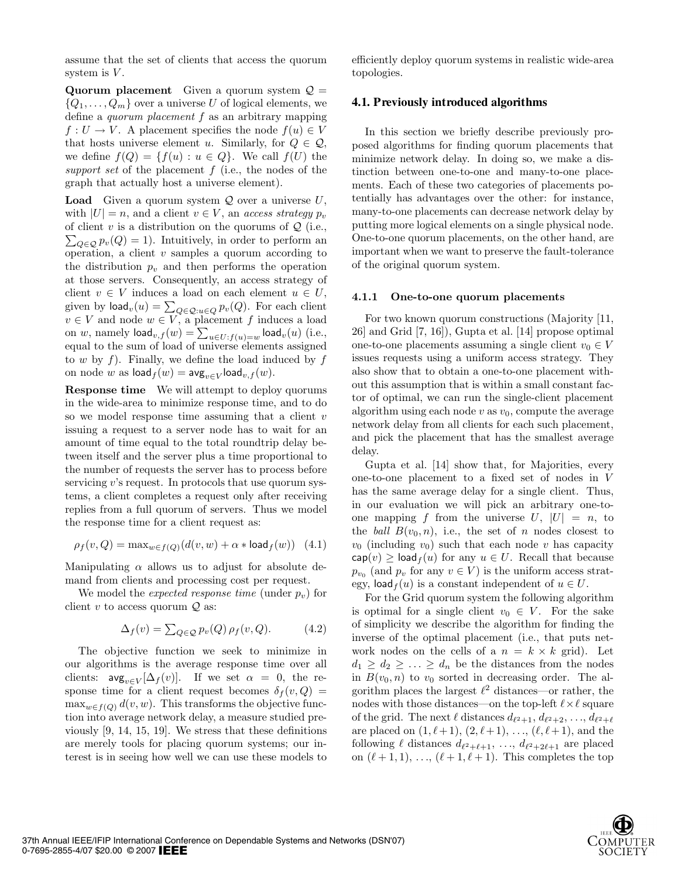assume that the set of clients that access the quorum system is $V$.

**Quorum placement** Given a quorum system $\mathcal{Q} = \{Q_1, \ldots, Q_m\}$ over a universe $U$ of logical elements, we define a *quorum placement* $f$ as an arbitrary mapping $f : U \to V$. A placement specifies the node $f(u) \in V$ that hosts universe element $u$. Similarly, for $Q \in \mathcal{Q}$, we define $f(Q) = \{f(u) : u \in Q\}$. We call $f(U)$ the *support set* of the placement $f$ (i.e., the nodes of the graph that actually host a universe element).

**Load** Given a quorum system $\mathcal{Q}$ over a universe $U$, with $|U| = n$, and a client $v \in V$, an *access strategy* $p_v$ of client $v$ is a distribution on the quorums of $\mathcal{Q}$ (i.e., $\sum_{Q \in \mathcal{Q}} p_v(Q) = 1$). Intuitively, in order to perform an operation, a client $v$ samples a quorum according to the distribution $p_v$ and then performs the operation at those servers. Consequently, an access strategy of client $v \in V$ induces a load on each element $u \in U$, given by $\mathsf{load}_v(u) = \sum_{Q \in \mathcal{Q}: u \in Q} p_v(Q)$. For each client $v \in V$ and node $w \in V$, a placement $f$ induces a load on $w$, namely $\mathsf{load}_{v,f}(w) = \sum_{u \in U: f(u) = w} \mathsf{load}_v(u)$ (i.e., equal to the sum of load of universe elements assigned to $w$ by $f$). Finally, we define the load induced by $f$ on node $w$ as $\mathsf{load}_f(w) = \mathsf{avg}_{v \in V} \mathsf{load}_{v,f}(w)$.

**Response time** We will attempt to deploy quorums in the wide-area to minimize response time, and to do so we model response time assuming that a client $v$ issuing a request to a server node has to wait for an amount of time equal to the total roundtrip delay between itself and the server plus a time proportional to the number of requests the server has to process before servicing $v$'s request. In protocols that use quorum systems, a client completes a request only after receiving replies from a full quorum of servers. Thus we model the response time for a client request as:

$$\rho_f(v, Q) = \max_{w \in f(Q)} (d(v, w) + \alpha * \mathsf{load}_f(w)) \quad (4.1)$$

Manipulating $\alpha$ allows us to adjust for absolute demand from clients and processing cost per request.

We model the *expected response time* (under $p_v$) for client $v$ to access quorum $\mathcal{Q}$ as:

$$\Delta_f(v) = \sum_{Q \in \mathcal{Q}} p_v(Q)\, \rho_f(v, Q). \quad (4.2)$$

The objective function we seek to minimize in our algorithms is the average response time over all clients: $\mathsf{avg}_{v \in V}[\Delta_f(v)]$. If we set $\alpha = 0$, the response time for a client request becomes $\delta_f(v, Q) = \max_{w \in f(Q)} d(v, w)$. This transforms the objective function into average network delay, a measure studied previously [9, 14, 15, 19]. We stress that these definitions are merely tools for placing quorum systems; our interest is in seeing how well we can use these models to efficiently deploy quorum systems in realistic wide-area topologies.

## 4.1. Previously introduced algorithms

In this section we briefly describe previously proposed algorithms for finding quorum placements that minimize network delay. In doing so, we make a distinction between one-to-one and many-to-one placements. Each of these two categories of placements potentially has advantages over the other: for instance, many-to-one placements can decrease network delay by putting more logical elements on a single physical node. One-to-one quorum placements, on the other hand, are important when we want to preserve the fault-tolerance of the original quorum system.

### 4.1.1 One-to-one quorum placements

For two known quorum constructions (Majority [11, 26] and Grid [7, 16]), Gupta et al. [14] propose optimal one-to-one placements assuming a single client $v_0 \in V$ issues requests using a uniform access strategy. They also show that to obtain a one-to-one placement without this assumption that is within a small constant factor of optimal, we can run the single-client placement algorithm using each node $v$ as $v_0$, compute the average network delay from all clients for each such placement, and pick the placement that has the smallest average delay.

Gupta et al. [14] show that, for Majorities, every one-to-one placement to a fixed set of nodes in $V$ has the same average delay for a single client. Thus, in our evaluation we will pick an arbitrary one-to-one mapping $f$ from the universe $U$, $|U| = n$, to the *ball* $B(v_0, n)$, i.e., the set of $n$ nodes closest to $v_0$ (including $v_0$) such that each node $v$ has capacity $\mathsf{cap}(v) \geq \mathsf{load}_f(u)$ for any $u \in U$. Recall that because $p_{v_0}$ (and $p_v$ for any $v \in V$) is the uniform access strategy, $\mathsf{load}_f(u)$ is a constant independent of $u \in U$.

For the Grid quorum system the following algorithm is optimal for a single client $v_0 \in V$. For the sake of simplicity we describe the algorithm for finding the inverse of the optimal placement (i.e., that puts network nodes on the cells of a $n = k \times k$ grid). Let $d_1 \geq d_2 \geq \ldots \geq d_n$ be the distances from the nodes in $B(v_0, n)$ to $v_0$ sorted in decreasing order. The algorithm places the largest $\ell^2$ distances—or rather, the nodes with those distances—on the top-left $\ell \times \ell$ square of the grid. The next $\ell$ distances $d_{\ell^2+1}, d_{\ell^2+2}, \ldots, d_{\ell^2+\ell}$ are placed on $(1, \ell+1), (2, \ell+1), \ldots, (\ell, \ell+1)$, and the following $\ell$ distances $d_{\ell^2+\ell+1}, \ldots, d_{\ell^2+2\ell+1}$ are placed on $(\ell+1, 1), \ldots, (\ell+1, \ell+1)$. This completes the top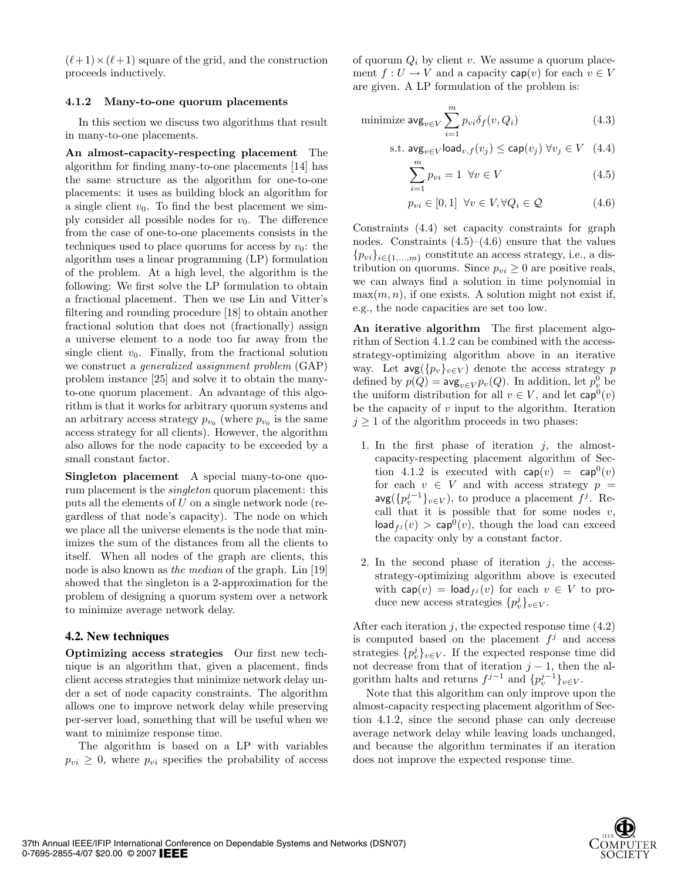$(\ell+1)\times(\ell+1)$ square of the grid, and the construction proceeds inductively.

### 4.1.2 Many-to-one quorum placements

In this section we discuss two algorithms that result in many-to-one placements.

**An almost-capacity-respecting placement** The algorithm for finding many-to-one placements [14] has the same structure as the algorithm for one-to-one placements: it uses as building block an algorithm for a single client $v_0$. To find the best placement we simply consider all possible nodes for $v_0$. The difference from the case of one-to-one placements consists in the techniques used to place quorums for access by $v_0$: the algorithm uses a linear programming (LP) formulation of the problem. At a high level, the algorithm is the following: We first solve the LP formulation to obtain a fractional placement. Then we use Lin and Vitter's filtering and rounding procedure [18] to obtain another fractional solution that does not (fractionally) assign a universe element to a node too far away from the single client $v_0$. Finally, from the fractional solution we construct a *generalized assignment problem* (GAP) problem instance [25] and solve it to obtain the many-to-one quorum placement. An advantage of this algorithm is that it works for arbitrary quorum systems and an arbitrary access strategy $p_{v_0}$ (where $p_{v_0}$ is the same access strategy for all clients). However, the algorithm also allows for the node capacity to be exceeded by a small constant factor.

**Singleton placement** A special many-to-one quorum placement is the *singleton* quorum placement: this puts all the elements of $U$ on a single network node (regardless of that node's capacity). The node on which we place all the universe elements is the node that minimizes the sum of the distances from all the clients to itself. When all nodes of the graph are clients, this node is also known as *the median* of the graph. Lin [19] showed that the singleton is a 2-approximation for the problem of designing a quorum system over a network to minimize average network delay.

## 4.2. New techniques

**Optimizing access strategies** Our first new technique is an algorithm that, given a placement, finds client access strategies that minimize network delay under a set of node capacity constraints. The algorithm allows one to improve network delay while preserving per-server load, something that will be useful when we want to minimize response time.

The algorithm is based on a LP with variables $p_{vi} \geq 0$, where $p_{vi}$ specifies the probability of access of quorum $Q_i$ by client $v$. We assume a quorum placement $f : U \to V$ and a capacity $\mathsf{cap}(v)$ for each $v \in V$ are given. A LP formulation of the problem is:

$$\text{minimize } \mathsf{avg}_{v\in V} \sum_{i=1}^{m} p_{vi}\delta_f(v, Q_i) \tag{4.3}$$

$$\text{s.t. } \mathsf{avg}_{v\in V}\mathsf{load}_{v,f}(v_j) \leq \mathsf{cap}(v_j) \ \forall v_j \in V \tag{4.4}$$

$$\sum_{i=1}^{m} p_{vi} = 1 \ \ \forall v \in V \tag{4.5}$$

$$p_{vi} \in [0, 1] \ \ \forall v \in V, \forall Q_i \in \mathcal{Q} \tag{4.6}$$

Constraints (4.4) set capacity constraints for graph nodes. Constraints (4.5)–(4.6) ensure that the values $\{p_{vi}\}_{i\in\{1,\ldots,m\}}$ constitute an access strategy, i.e., a distribution on quorums. Since $p_{vi} \geq 0$ are positive reals, we can always find a solution in time polynomial in $\max(m, n)$, if one exists. A solution might not exist if, e.g., the node capacities are set too low.

**An iterative algorithm** The first placement algorithm of Section 4.1.2 can be combined with the access-strategy-optimizing algorithm above in an iterative way. Let $\mathsf{avg}(\{p_v\}_{v\in V})$ denote the access strategy $p$ defined by $p(Q) = \mathsf{avg}_{v\in V} p_v(Q)$. In addition, let $p_v^0$ be the uniform distribution for all $v \in V$, and let $\mathsf{cap}^0(v)$ be the capacity of $v$ input to the algorithm. Iteration $j \geq 1$ of the algorithm proceeds in two phases:

1. In the first phase of iteration $j$, the almost-capacity-respecting placement algorithm of Section 4.1.2 is executed with $\mathsf{cap}(v) = \mathsf{cap}^0(v)$ for each $v \in V$ and with access strategy $p = \mathsf{avg}(\{p_v^{j-1}\}_{v\in V})$, to produce a placement $f^j$. Recall that it is possible that for some nodes $v$, $\mathsf{load}_{f^j}(v) > \mathsf{cap}^0(v)$, though the load can exceed the capacity only by a constant factor.
2. In the second phase of iteration $j$, the access-strategy-optimizing algorithm above is executed with $\mathsf{cap}(v) = \mathsf{load}_{f^j}(v)$ for each $v \in V$ to produce new access strategies $\{p_v^j\}_{v\in V}$.

After each iteration $j$, the expected response time (4.2) is computed based on the placement $f^j$ and access strategies $\{p_v^j\}_{v\in V}$. If the expected response time did not decrease from that of iteration $j-1$, then the algorithm halts and returns $f^{j-1}$ and $\{p_v^{j-1}\}_{v\in V}$.

Note that this algorithm can only improve upon the almost-capacity respecting placement algorithm of Section 4.1.2, since the second phase can only decrease average network delay while leaving loads unchanged, and because the algorithm terminates if an iteration does not improve the expected response time.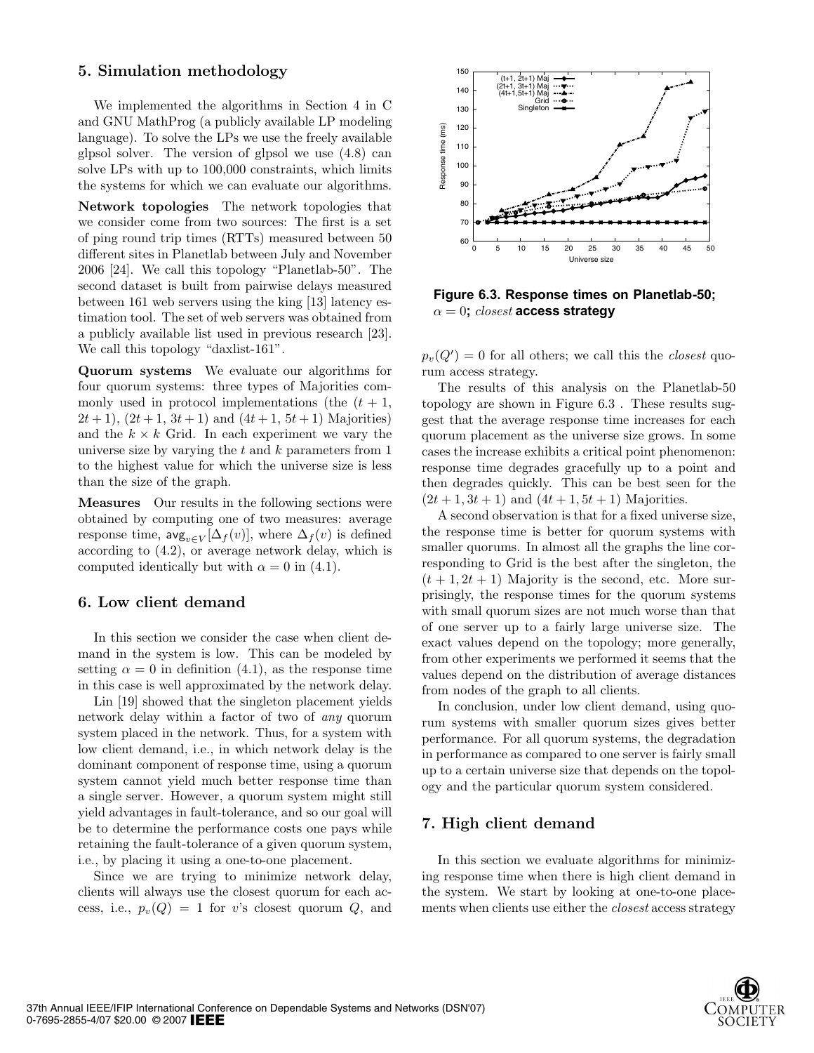## 5. Simulation methodology

We implemented the algorithms in Section 4 in C and GNU MathProg (a publicly available LP modeling language). To solve the LPs we use the freely available glpsol solver. The version of glpsol we use (4.8) can solve LPs with up to 100,000 constraints, which limits the systems for which we can evaluate our algorithms.

**Network topologies** The network topologies that we consider come from two sources: The first is a set of ping round trip times (RTTs) measured between 50 different sites in Planetlab between July and November 2006 [24]. We call this topology "Planetlab-50". The second dataset is built from pairwise delays measured between 161 web servers using the king [13] latency estimation tool. The set of web servers was obtained from a publicly available list used in previous research [23]. We call this topology "daxlist-161".

**Quorum systems** We evaluate our algorithms for four quorum systems: three types of Majorities commonly used in protocol implementations (the $(t+1, 2t+1)$, $(2t+1, 3t+1)$ and $(4t+1, 5t+1)$ Majorities) and the $k \times k$ Grid. In each experiment we vary the universe size by varying the $t$ and $k$ parameters from 1 to the highest value for which the universe size is less than the size of the graph.

**Measures** Our results in the following sections were obtained by computing one of two measures: average response time, $\mathsf{avg}_{v \in V}[\Delta_f(v)]$, where $\Delta_f(v)$ is defined according to (4.2), or average network delay, which is computed identically but with $\alpha = 0$ in (4.1).

## 6. Low client demand

In this section we consider the case when client demand in the system is low. This can be modeled by setting $\alpha = 0$ in definition (4.1), as the response time in this case is well approximated by the network delay.

Lin [19] showed that the singleton placement yields network delay within a factor of two of *any* quorum system placed in the network. Thus, for a system with low client demand, i.e., in which network delay is the dominant component of response time, using a quorum system cannot yield much better response time than a single server. However, a quorum system might still yield advantages in fault-tolerance, and so our goal will be to determine the performance costs one pays while retaining the fault-tolerance of a given quorum system, i.e., by placing it using a one-to-one placement.

Since we are trying to minimize network delay, clients will always use the closest quorum for each access, i.e., $p_v(Q) = 1$ for $v$'s closest quorum $Q$, and $p_v(Q') = 0$ for all others; we call this the *closest* quorum access strategy.

**Figure 6.3. Response times on Planetlab-50; $\alpha = 0$; *closest* access strategy**

The results of this analysis on the Planetlab-50 topology are shown in Figure 6.3 . These results suggest that the average response time increases for each quorum placement as the universe size grows. In some cases the increase exhibits a critical point phenomenon: response time degrades gracefully up to a point and then degrades quickly. This can be best seen for the $(2t+1, 3t+1)$ and $(4t+1, 5t+1)$ Majorities.

A second observation is that for a fixed universe size, the response time is better for quorum systems with smaller quorums. In almost all the graphs the line corresponding to Grid is the best after the singleton, the $(t+1, 2t+1)$ Majority is the second, etc. More surprisingly, the response times for the quorum systems with small quorum sizes are not much worse than that of one server up to a fairly large universe size. The exact values depend on the topology; more generally, from other experiments we performed it seems that the values depend on the distribution of average distances from nodes of the graph to all clients.

In conclusion, under low client demand, using quorum systems with smaller quorum sizes gives better performance. For all quorum systems, the degradation in performance as compared to one server is fairly small up to a certain universe size that depends on the topology and the particular quorum system considered.

## 7. High client demand

In this section we evaluate algorithms for minimizing response time when there is high client demand in the system. We start by looking at one-to-one placements when clients use either the *closest* access strategy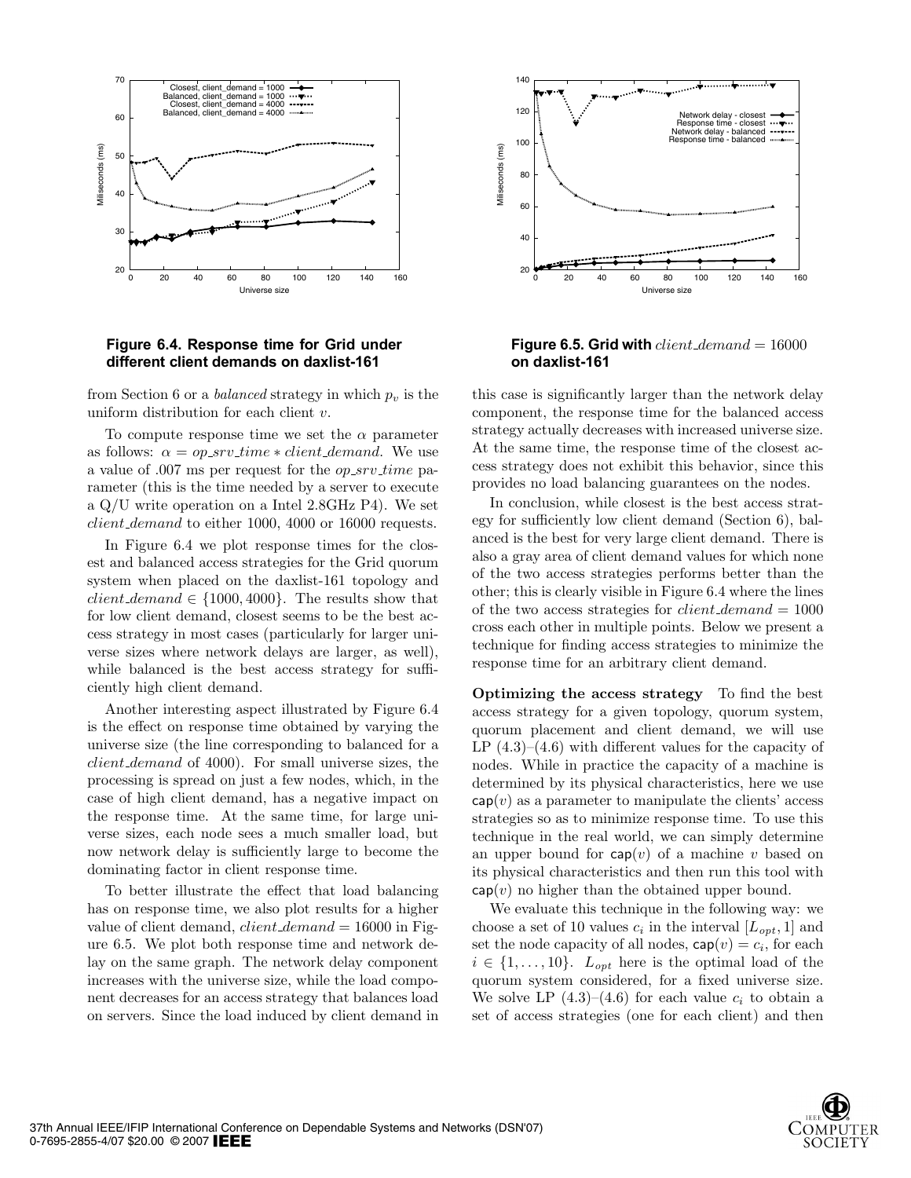**Figure 6.4. Response time for Grid under different client demands on daxlist-161**

**Figure 6.5. Grid with $client\_demand = 16000$ on daxlist-161**

from Section 6 or a *balanced* strategy in which $p_v$ is the uniform distribution for each client $v$.

To compute response time we set the $\alpha$ parameter as follows: $\alpha = op\_srv\_time * client\_demand$. We use a value of .007 ms per request for the $op\_srv\_time$ parameter (this is the time needed by a server to execute a Q/U write operation on a Intel 2.8GHz P4). We set $client\_demand$ to either 1000, 4000 or 16000 requests.

In Figure 6.4 we plot response times for the closest and balanced access strategies for the Grid quorum system when placed on the daxlist-161 topology and $client\_demand \in \{1000, 4000\}$. The results show that for low client demand, closest seems to be the best access strategy in most cases (particularly for larger universe sizes where network delays are larger, as well), while balanced is the best access strategy for sufficiently high client demand.

Another interesting aspect illustrated by Figure 6.4 is the effect on response time obtained by varying the universe size (the line corresponding to balanced for a $client\_demand$ of 4000). For small universe sizes, the processing is spread on just a few nodes, which, in the case of high client demand, has a negative impact on the response time. At the same time, for large universe sizes, each node sees a much smaller load, but now network delay is sufficiently large to become the dominating factor in client response time.

To better illustrate the effect that load balancing has on response time, we also plot results for a higher value of client demand, $client\_demand = 16000$ in Figure 6.5. We plot both response time and network delay on the same graph. The network delay component increases with the universe size, while the load component decreases for an access strategy that balances load on servers. Since the load induced by client demand in this case is significantly larger than the network delay component, the response time for the balanced access strategy actually decreases with increased universe size. At the same time, the response time of the closest access strategy does not exhibit this behavior, since this provides no load balancing guarantees on the nodes.

In conclusion, while closest is the best access strategy for sufficiently low client demand (Section 6), balanced is the best for very large client demand. There is also a gray area of client demand values for which none of the two access strategies performs better than the other; this is clearly visible in Figure 6.4 where the lines of the two access strategies for $client\_demand = 1000$ cross each other in multiple points. Below we present a technique for finding access strategies to minimize the response time for an arbitrary client demand.

**Optimizing the access strategy** To find the best access strategy for a given topology, quorum system, quorum placement and client demand, we will use LP (4.3)–(4.6) with different values for the capacity of nodes. While in practice the capacity of a machine is determined by its physical characteristics, here we use $\mathsf{cap}(v)$ as a parameter to manipulate the clients' access strategies so as to minimize response time. To use this technique in the real world, we can simply determine an upper bound for $\mathsf{cap}(v)$ of a machine $v$ based on its physical characteristics and then run this tool with $\mathsf{cap}(v)$ no higher than the obtained upper bound.

We evaluate this technique in the following way: we choose a set of 10 values $c_i$ in the interval $[L_{opt}, 1]$ and set the node capacity of all nodes, $\mathsf{cap}(v) = c_i$, for each $i \in \{1, \ldots, 10\}$. $L_{opt}$ here is the optimal load of the quorum system considered, for a fixed universe size. We solve LP (4.3)–(4.6) for each value $c_i$ to obtain a set of access strategies (one for each client) and then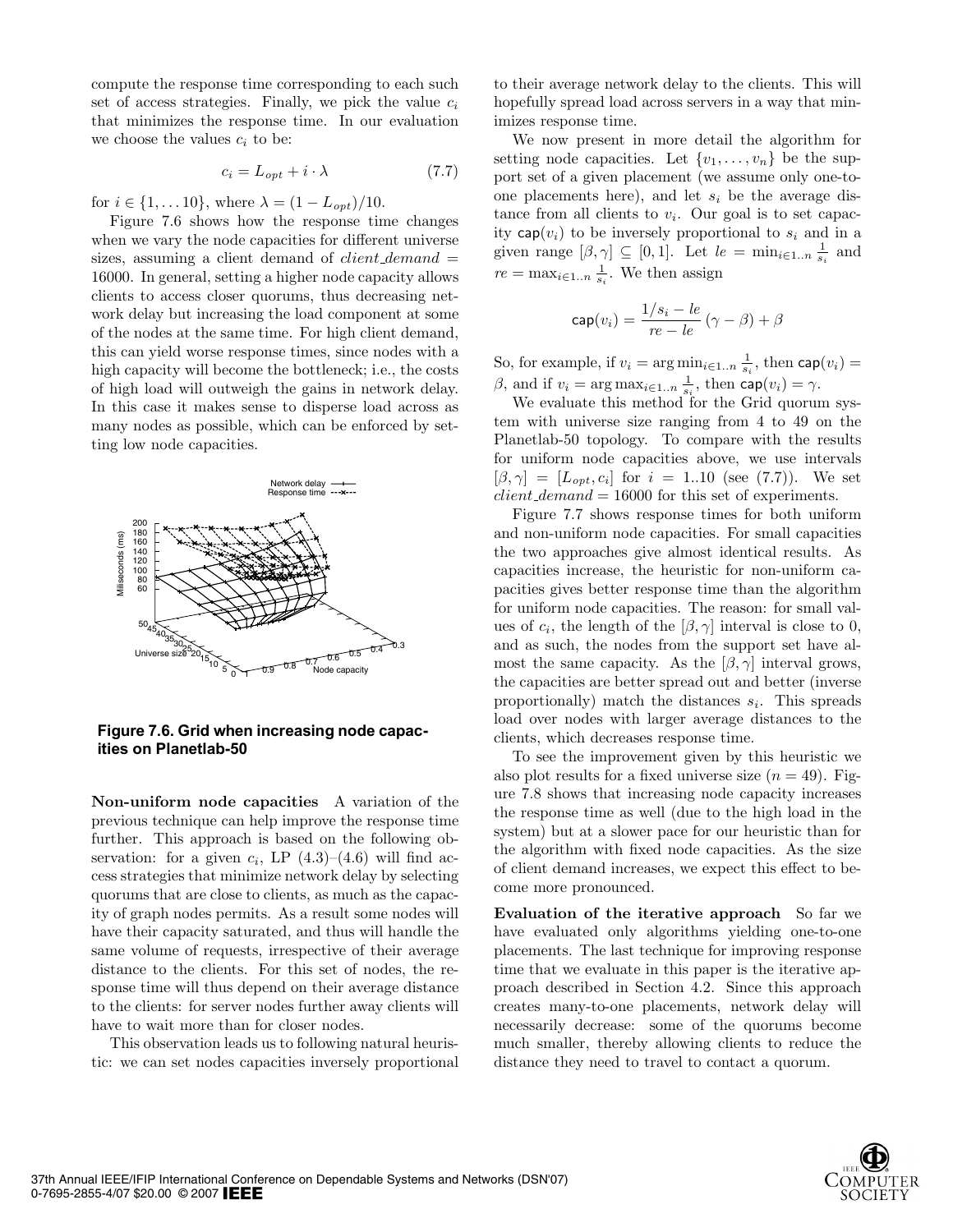compute the response time corresponding to each such set of access strategies. Finally, we pick the value $c_i$ that minimizes the response time. In our evaluation we choose the values $c_i$ to be:

$$c_i = L_{opt} + i \cdot \lambda \tag{7.7}$$

for $i \in \{1, \ldots 10\}$, where $\lambda = (1 - L_{opt})/10$.

Figure 7.6 shows how the response time changes when we vary the node capacities for different universe sizes, assuming a client demand of $client\_demand$ = 16000. In general, setting a higher node capacity allows clients to access closer quorums, thus decreasing network delay but increasing the load component at some of the nodes at the same time. For high client demand, this can yield worse response times, since nodes with a high capacity will become the bottleneck; i.e., the costs of high load will outweigh the gains in network delay. In this case it makes sense to disperse load across as many nodes as possible, which can be enforced by setting low node capacities.

**Figure 7.6. Grid when increasing node capacities on Planetlab-50**

**Non-uniform node capacities** A variation of the previous technique can help improve the response time further. This approach is based on the following observation: for a given $c_i$, LP (4.3)–(4.6) will find access strategies that minimize network delay by selecting quorums that are close to clients, as much as the capacity of graph nodes permits. As a result some nodes will have their capacity saturated, and thus will handle the same volume of requests, irrespective of their average distance to the clients. For this set of nodes, the response time will thus depend on their average distance to the clients: for server nodes further away clients will have to wait more than for closer nodes.

This observation leads us to following natural heuristic: we can set nodes capacities inversely proportional to their average network delay to the clients. This will hopefully spread load across servers in a way that minimizes response time.

We now present in more detail the algorithm for setting node capacities. Let $\{v_1, \ldots, v_n\}$ be the support set of a given placement (we assume only one-to-one placements here), and let $s_i$ be the average distance from all clients to $v_i$. Our goal is to set capacity $\mathsf{cap}(v_i)$ to be inversely proportional to $s_i$ and in a given range $[\beta, \gamma] \subseteq [0, 1]$. Let $le = \min_{i \in 1..n} \frac{1}{s_i}$ and $re = \max_{i \in 1..n} \frac{1}{s_i}$. We then assign

$$\mathsf{cap}(v_i) = \frac{1/s_i - le}{re - le} (\gamma - \beta) + \beta$$

So, for example, if $v_i = \arg\min_{i \in 1..n} \frac{1}{s_i}$, then $\mathsf{cap}(v_i) = \beta$, and if $v_i = \arg\max_{i \in 1..n} \frac{1}{s_i}$, then $\mathsf{cap}(v_i) = \gamma$.

We evaluate this method for the Grid quorum system with universe size ranging from 4 to 49 on the Planetlab-50 topology. To compare with the results for uniform node capacities above, we use intervals $[\beta, \gamma] = [L_{opt}, c_i]$ for $i = 1..10$ (see (7.7)). We set $client\_demand = 16000$ for this set of experiments.

Figure 7.7 shows response times for both uniform and non-uniform node capacities. For small capacities the two approaches give almost identical results. As capacities increase, the heuristic for non-uniform capacities gives better response time than the algorithm for uniform node capacities. The reason: for small values of $c_i$, the length of the $[\beta, \gamma]$ interval is close to 0, and as such, the nodes from the support set have almost the same capacity. As the $[\beta, \gamma]$ interval grows, the capacities are better spread out and better (inverse proportionally) match the distances $s_i$. This spreads load over nodes with larger average distances to the clients, which decreases response time.

To see the improvement given by this heuristic we also plot results for a fixed universe size ($n = 49$). Figure 7.8 shows that increasing node capacity increases the response time as well (due to the high load in the system) but at a slower pace for our heuristic than for the algorithm with fixed node capacities. As the size of client demand increases, we expect this effect to become more pronounced.

**Evaluation of the iterative approach** So far we have evaluated only algorithms yielding one-to-one placements. The last technique for improving response time that we evaluate in this paper is the iterative approach described in Section 4.2. Since this approach creates many-to-one placements, network delay will necessarily decrease: some of the quorums become much smaller, thereby allowing clients to reduce the distance they need to travel to contact a quorum.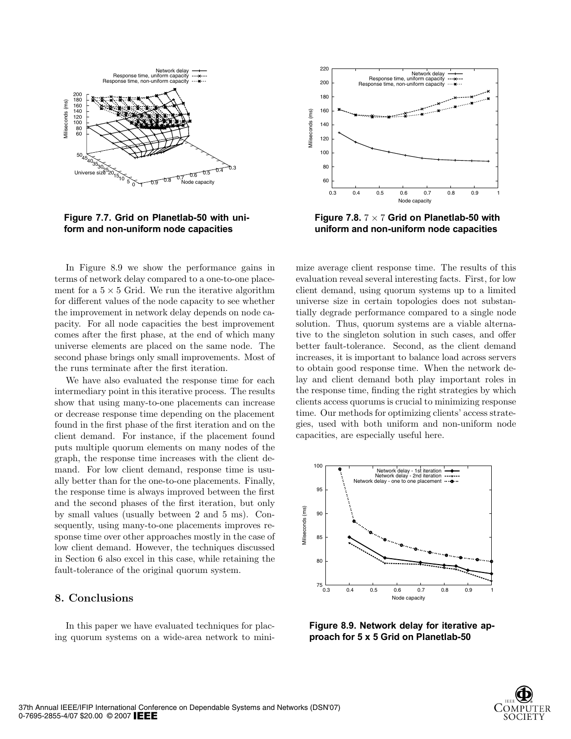Network delay
Response time, uniform capacity
Response time, non-uniform capacity

Miliseconds (ms)

200
180
160
140
120
100
80
60

50 45 40 35 30 25 20 15 10 5 0

Universe size

1 0.9 0.8 0.7 0.6 0.5 0.4 0.3

Node capacity

**Figure 7.7. Grid on Planetlab-50 with uniform and non-uniform node capacities**

Network delay
Response time, uniform capacity
Response time, non-uniform capacity

Miliseconds (ms)

220
200
180
160
140
120
100
80
60

0.3 0.4 0.5 0.6 0.7 0.8 0.9 1

Node capacity

**Figure 7.8. $7 \times 7$ Grid on Planetlab-50 with uniform and non-uniform node capacities**

In Figure 8.9 we show the performance gains in terms of network delay compared to a one-to-one placement for a $5 \times 5$ Grid. We run the iterative algorithm for different values of the node capacity to see whether the improvement in network delay depends on node capacity. For all node capacities the best improvement comes after the first phase, at the end of which many universe elements are placed on the same node. The second phase brings only small improvements. Most of the runs terminate after the first iteration.

We have also evaluated the response time for each intermediary point in this iterative process. The results show that using many-to-one placements can increase or decrease response time depending on the placement found in the first phase of the first iteration and on the client demand. For instance, if the placement found puts multiple quorum elements on many nodes of the graph, the response time increases with the client demand. For low client demand, response time is usually better than for the one-to-one placements. Finally, the response time is always improved between the first and the second phases of the first iteration, but only by small values (usually between 2 and 5 ms). Consequently, using many-to-one placements improves response time over other approaches mostly in the case of low client demand. However, the techniques discussed in Section 6 also excel in this case, while retaining the fault-tolerance of the original quorum system.

## 8. Conclusions

In this paper we have evaluated techniques for placing quorum systems on a wide-area network to minimize average client response time. The results of this evaluation reveal several interesting facts. First, for low client demand, using quorum systems up to a limited universe size in certain topologies does not substantially degrade performance compared to a single node solution. Thus, quorum systems are a viable alternative to the singleton solution in such cases, and offer better fault-tolerance. Second, as the client demand increases, it is important to balance load across servers to obtain good response time. When the network delay and client demand both play important roles in the response time, finding the right strategies by which clients access quorums is crucial to minimizing response time. Our methods for optimizing clients' access strategies, used with both uniform and non-uniform node capacities, are especially useful here.

Network delay - 1st iteration
Network delay - 2nd iteration
Network delay - one to one placement

Miliseconds (ms)

100
95
90
85
80
75

0.3 0.4 0.5 0.6 0.7 0.8 0.9 1

Node capacity

**Figure 8.9. Network delay for iterative approach for 5 x 5 Grid on Planetlab-50**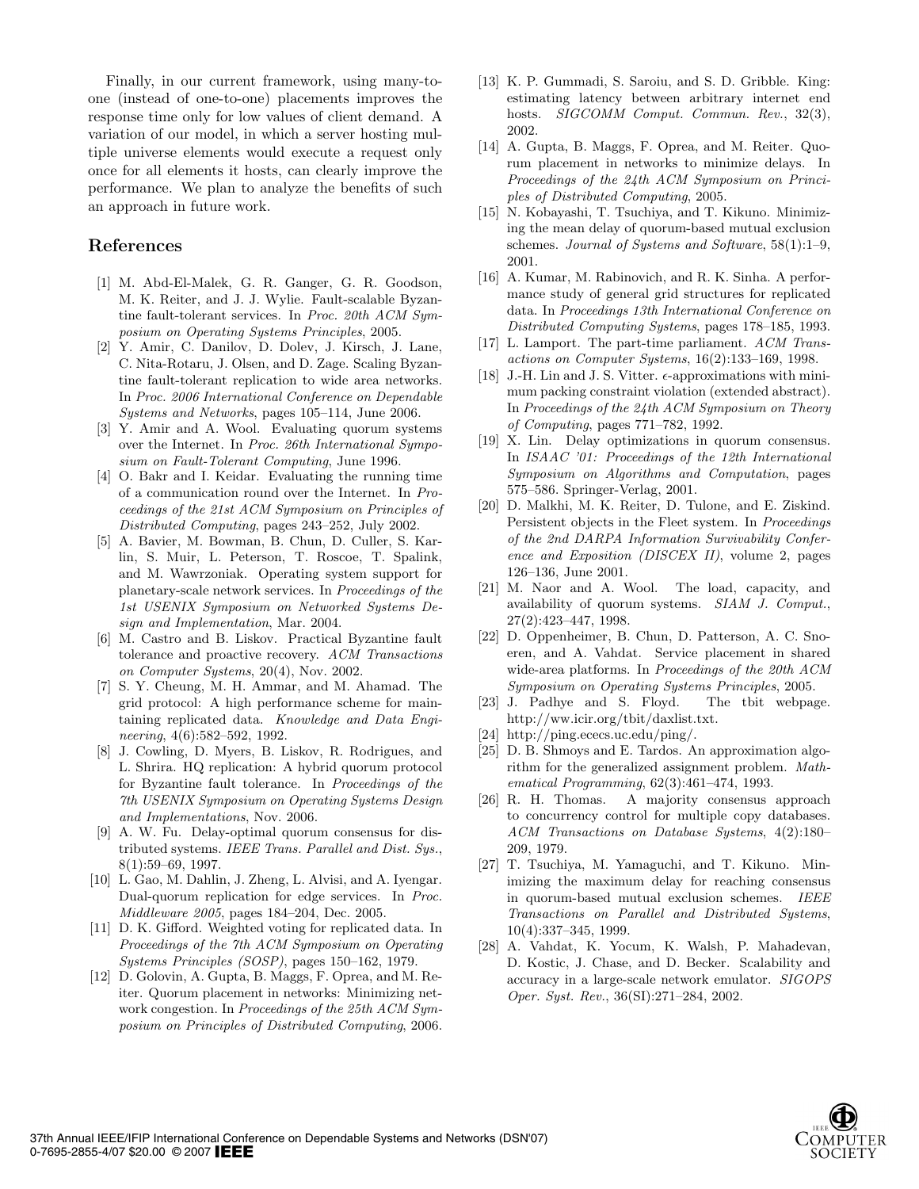Finally, in our current framework, using many-to-one (instead of one-to-one) placements improves the response time only for low values of client demand. A variation of our model, in which a server hosting multiple universe elements would execute a request only once for all elements it hosts, can clearly improve the performance. We plan to analyze the benefits of such an approach in future work.

## References

[1] M. Abd-El-Malek, G. R. Ganger, G. R. Goodson, M. K. Reiter, and J. J. Wylie. Fault-scalable Byzantine fault-tolerant services. In *Proc. 20th ACM Symposium on Operating Systems Principles*, 2005.

[2] Y. Amir, C. Danilov, D. Dolev, J. Kirsch, J. Lane, C. Nita-Rotaru, J. Olsen, and D. Zage. Scaling Byzantine fault-tolerant replication to wide area networks. In *Proc. 2006 International Conference on Dependable Systems and Networks*, pages 105–114, June 2006.

[3] Y. Amir and A. Wool. Evaluating quorum systems over the Internet. In *Proc. 26th International Symposium on Fault-Tolerant Computing*, June 1996.

[4] O. Bakr and I. Keidar. Evaluating the running time of a communication round over the Internet. In *Proceedings of the 21st ACM Symposium on Principles of Distributed Computing*, pages 243–252, July 2002.

[5] A. Bavier, M. Bowman, B. Chun, D. Culler, S. Karlin, S. Muir, L. Peterson, T. Roscoe, T. Spalink, and M. Wawrzoniak. Operating system support for planetary-scale network services. In *Proceedings of the 1st USENIX Symposium on Networked Systems Design and Implementation*, Mar. 2004.

[6] M. Castro and B. Liskov. Practical Byzantine fault tolerance and proactive recovery. *ACM Transactions on Computer Systems*, 20(4), Nov. 2002.

[7] S. Y. Cheung, M. H. Ammar, and M. Ahamad. The grid protocol: A high performance scheme for maintaining replicated data. *Knowledge and Data Engineering*, 4(6):582–592, 1992.

[8] J. Cowling, D. Myers, B. Liskov, R. Rodrigues, and L. Shrira. HQ replication: A hybrid quorum protocol for Byzantine fault tolerance. In *Proceedings of the 7th USENIX Symposium on Operating Systems Design and Implementations*, Nov. 2006.

[9] A. W. Fu. Delay-optimal quorum consensus for distributed systems. *IEEE Trans. Parallel and Dist. Sys.*, 8(1):59–69, 1997.

[10] L. Gao, M. Dahlin, J. Zheng, L. Alvisi, and A. Iyengar. Dual-quorum replication for edge services. In *Proc. Middleware 2005*, pages 184–204, Dec. 2005.

[11] D. K. Gifford. Weighted voting for replicated data. In *Proceedings of the 7th ACM Symposium on Operating Systems Principles (SOSP)*, pages 150–162, 1979.

[12] D. Golovin, A. Gupta, B. Maggs, F. Oprea, and M. Reiter. Quorum placement in networks: Minimizing network congestion. In *Proceedings of the 25th ACM Symposium on Principles of Distributed Computing*, 2006.

[13] K. P. Gummadi, S. Saroiu, and S. D. Gribble. King: estimating latency between arbitrary internet end hosts. *SIGCOMM Comput. Commun. Rev.*, 32(3), 2002.

[14] A. Gupta, B. Maggs, F. Oprea, and M. Reiter. Quorum placement in networks to minimize delays. In *Proceedings of the 24th ACM Symposium on Principles of Distributed Computing*, 2005.

[15] N. Kobayashi, T. Tsuchiya, and T. Kikuno. Minimizing the mean delay of quorum-based mutual exclusion schemes. *Journal of Systems and Software*, 58(1):1–9, 2001.

[16] A. Kumar, M. Rabinovich, and R. K. Sinha. A performance study of general grid structures for replicated data. In *Proceedings 13th International Conference on Distributed Computing Systems*, pages 178–185, 1993.

[17] L. Lamport. The part-time parliament. *ACM Transactions on Computer Systems*, 16(2):133–169, 1998.

[18] J.-H. Lin and J. S. Vitter. $\epsilon$-approximations with minimum packing constraint violation (extended abstract). In *Proceedings of the 24th ACM Symposium on Theory of Computing*, pages 771–782, 1992.

[19] X. Lin. Delay optimizations in quorum consensus. In *ISAAC '01: Proceedings of the 12th International Symposium on Algorithms and Computation*, pages 575–586. Springer-Verlag, 2001.

[20] D. Malkhi, M. K. Reiter, D. Tulone, and E. Ziskind. Persistent objects in the Fleet system. In *Proceedings of the 2nd DARPA Information Survivability Conference and Exposition (DISCEX II)*, volume 2, pages 126–136, June 2001.

[21] M. Naor and A. Wool. The load, capacity, and availability of quorum systems. *SIAM J. Comput.*, 27(2):423–447, 1998.

[22] D. Oppenheimer, B. Chun, D. Patterson, A. C. Snoeren, and A. Vahdat. Service placement in shared wide-area platforms. In *Proceedings of the 20th ACM Symposium on Operating Systems Principles*, 2005.

[23] J. Padhye and S. Floyd. The tbit webpage. http://ww.icir.org/tbit/daxlist.txt.

[24] http://ping.ececs.uc.edu/ping/.

[25] D. B. Shmoys and E. Tardos. An approximation algorithm for the generalized assignment problem. *Mathematical Programming*, 62(3):461–474, 1993.

[26] R. H. Thomas. A majority consensus approach to concurrency control for multiple copy databases. *ACM Transactions on Database Systems*, 4(2):180–209, 1979.

[27] T. Tsuchiya, M. Yamaguchi, and T. Kikuno. Minimizing the maximum delay for reaching consensus in quorum-based mutual exclusion schemes. *IEEE Transactions on Parallel and Distributed Systems*, 10(4):337–345, 1999.

[28] A. Vahdat, K. Yocum, K. Walsh, P. Mahadevan, D. Kostic, J. Chase, and D. Becker. Scalability and accuracy in a large-scale network emulator. *SIGOPS Oper. Syst. Rev.*, 36(SI):271–284, 2002.